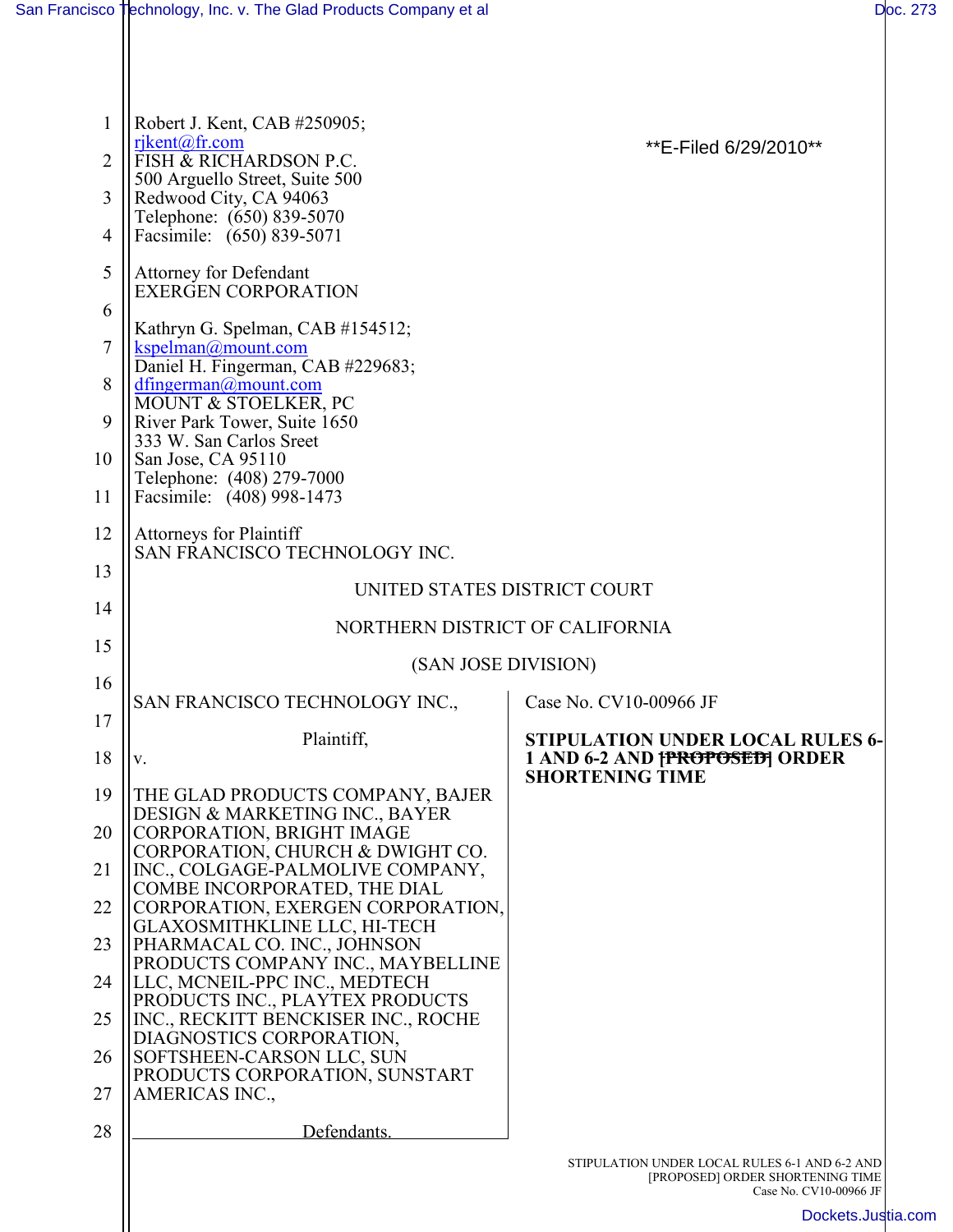Robert J. Kent, CAB #250905;
rjkent@fr.com
FISH & RICHARDSON P.C.
500 Arguello Street, Suite 500
Redwood City, CA 94063
Telephone: (650) 839-5070
Facsimile: (650) 839-5071

**E-Filed 6/29/2010**

Attorney for Defendant
EXERGEN CORPORATION

Kathryn G. Spelman, CAB #154512;
kspelman@mount.com
Daniel H. Fingerman, CAB #229683;
dfingerman@mount.com
MOUNT & STOELKER, PC
River Park Tower, Suite 1650
333 W. San Carlos Sreet
San Jose, CA 95110
Telephone: (408) 279-7000
Facsimile: (408) 998-1473

Attorneys for Plaintiff
SAN FRANCISCO TECHNOLOGY INC.

UNITED STATES DISTRICT COURT

NORTHERN DISTRICT OF CALIFORNIA

(SAN JOSE DIVISION)

SAN FRANCISCO TECHNOLOGY INC.,

Plaintiff,

v.

THE GLAD PRODUCTS COMPANY, BAJER DESIGN & MARKETING INC., BAYER CORPORATION, BRIGHT IMAGE CORPORATION, CHURCH & DWIGHT CO. INC., COLGAGE-PALMOLIVE COMPANY, COMBE INCORPORATED, THE DIAL CORPORATION, EXERGEN CORPORATION, GLAXOSMITHKLINE LLC, HI-TECH PHARMACAL CO. INC., JOHNSON PRODUCTS COMPANY INC., MAYBELLINE LLC, MCNEIL-PPC INC., MEDTECH PRODUCTS INC., PLAYTEX PRODUCTS INC., RECKITT BENCKISER INC., ROCHE DIAGNOSTICS CORPORATION, SOFTSHEEN-CARSON LLC, SUN PRODUCTS CORPORATION, SUNSTART AMERICAS INC.,

Defendants.

Case No. CV10-00966 JF

**STIPULATION UNDER LOCAL RULES 6-1 AND 6-2 AND ~~[PROPOSED]~~ ORDER SHORTENING TIME**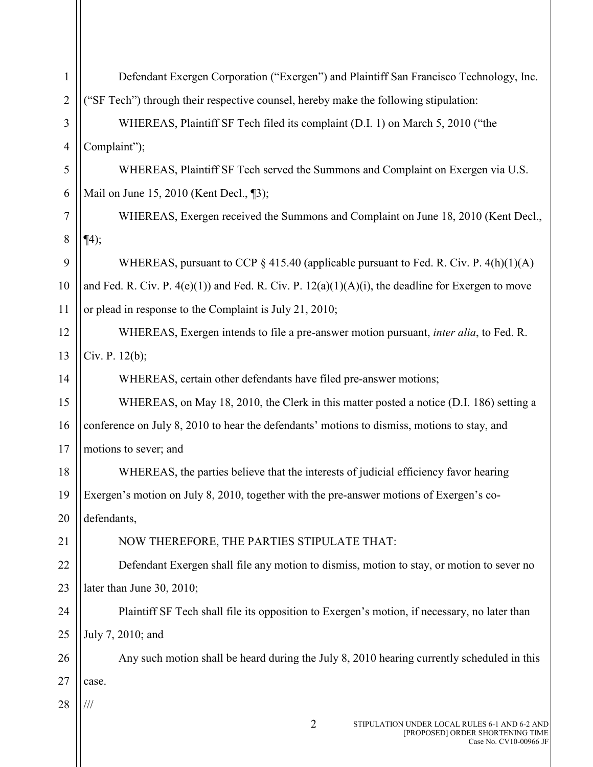Defendant Exergen Corporation ("Exergen") and Plaintiff San Francisco Technology, Inc. ("SF Tech") through their respective counsel, hereby make the following stipulation:

WHEREAS, Plaintiff SF Tech filed its complaint (D.I. 1) on March 5, 2010 ("the Complaint");

WHEREAS, Plaintiff SF Tech served the Summons and Complaint on Exergen via U.S. Mail on June 15, 2010 (Kent Decl., ¶3);

WHEREAS, Exergen received the Summons and Complaint on June 18, 2010 (Kent Decl., ¶4);

WHEREAS, pursuant to CCP § 415.40 (applicable pursuant to Fed. R. Civ. P. 4(h)(1)(A) and Fed. R. Civ. P. 4(e)(1)) and Fed. R. Civ. P. 12(a)(1)(A)(i), the deadline for Exergen to move or plead in response to the Complaint is July 21, 2010;

WHEREAS, Exergen intends to file a pre-answer motion pursuant, *inter alia*, to Fed. R. Civ. P. 12(b);

WHEREAS, certain other defendants have filed pre-answer motions;

WHEREAS, on May 18, 2010, the Clerk in this matter posted a notice (D.I. 186) setting a conference on July 8, 2010 to hear the defendants' motions to dismiss, motions to stay, and motions to sever; and

WHEREAS, the parties believe that the interests of judicial efficiency favor hearing Exergen's motion on July 8, 2010, together with the pre-answer motions of Exergen's co-defendants,

NOW THEREFORE, THE PARTIES STIPULATE THAT:

Defendant Exergen shall file any motion to dismiss, motion to stay, or motion to sever no later than June 30, 2010;

Plaintiff SF Tech shall file its opposition to Exergen's motion, if necessary, no later than July 7, 2010; and

Any such motion shall be heard during the July 8, 2010 hearing currently scheduled in this case.

///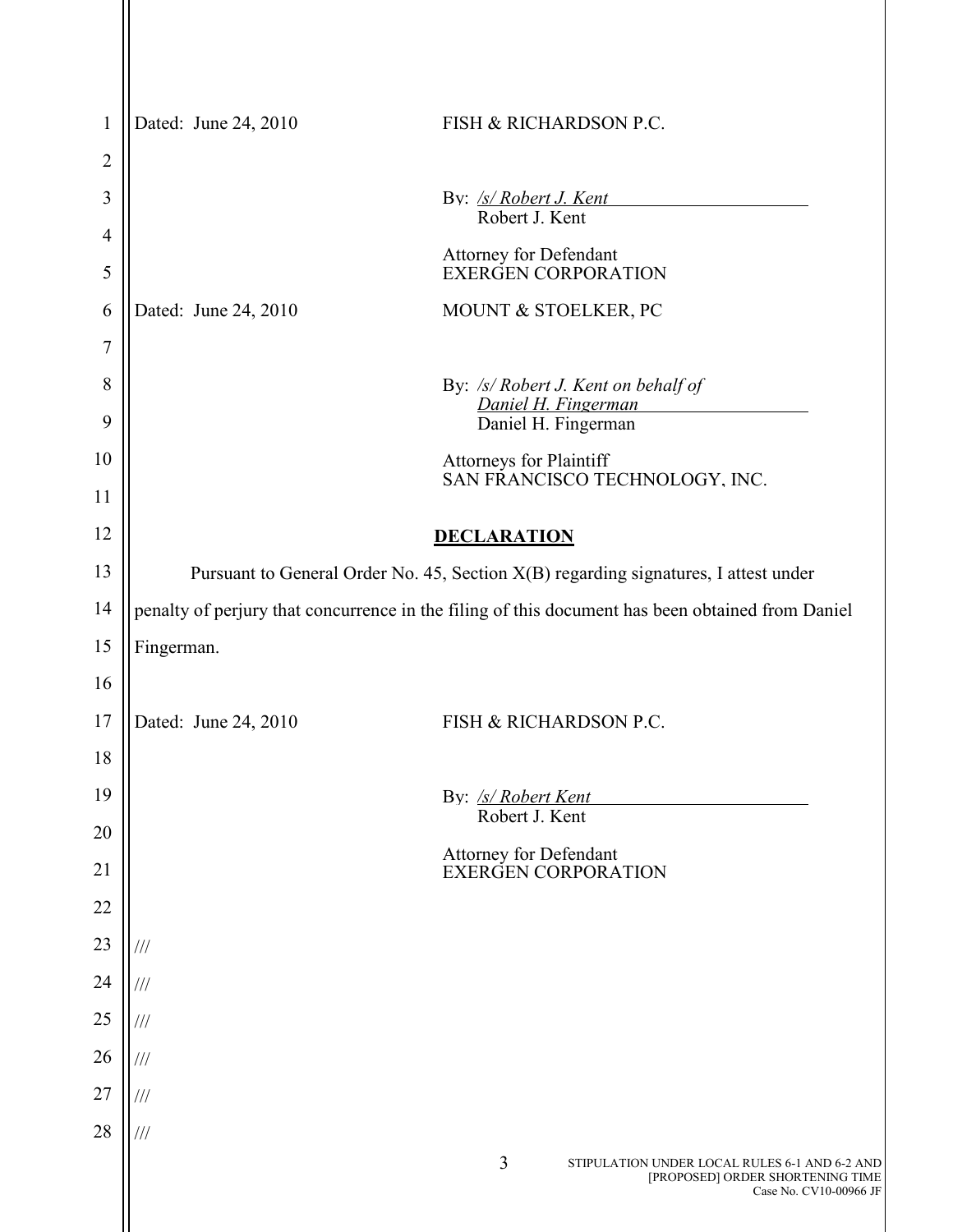Dated: June 24, 2010 FISH & RICHARDSON P.C.

By: /s/ Robert J. Kent
Robert J. Kent

Attorney for Defendant
EXERGEN CORPORATION

Dated: June 24, 2010 MOUNT & STOELKER, PC

By: /s/ Robert J. Kent on behalf of Daniel H. Fingerman
Daniel H. Fingerman

Attorneys for Plaintiff
SAN FRANCISCO TECHNOLOGY, INC.

## DECLARATION

Pursuant to General Order No. 45, Section X(B) regarding signatures, I attest under penalty of perjury that concurrence in the filing of this document has been obtained from Daniel Fingerman.

Dated: June 24, 2010 FISH & RICHARDSON P.C.

By: /s/ Robert Kent
Robert J. Kent

Attorney for Defendant
EXERGEN CORPORATION

///
///
///
///
///
///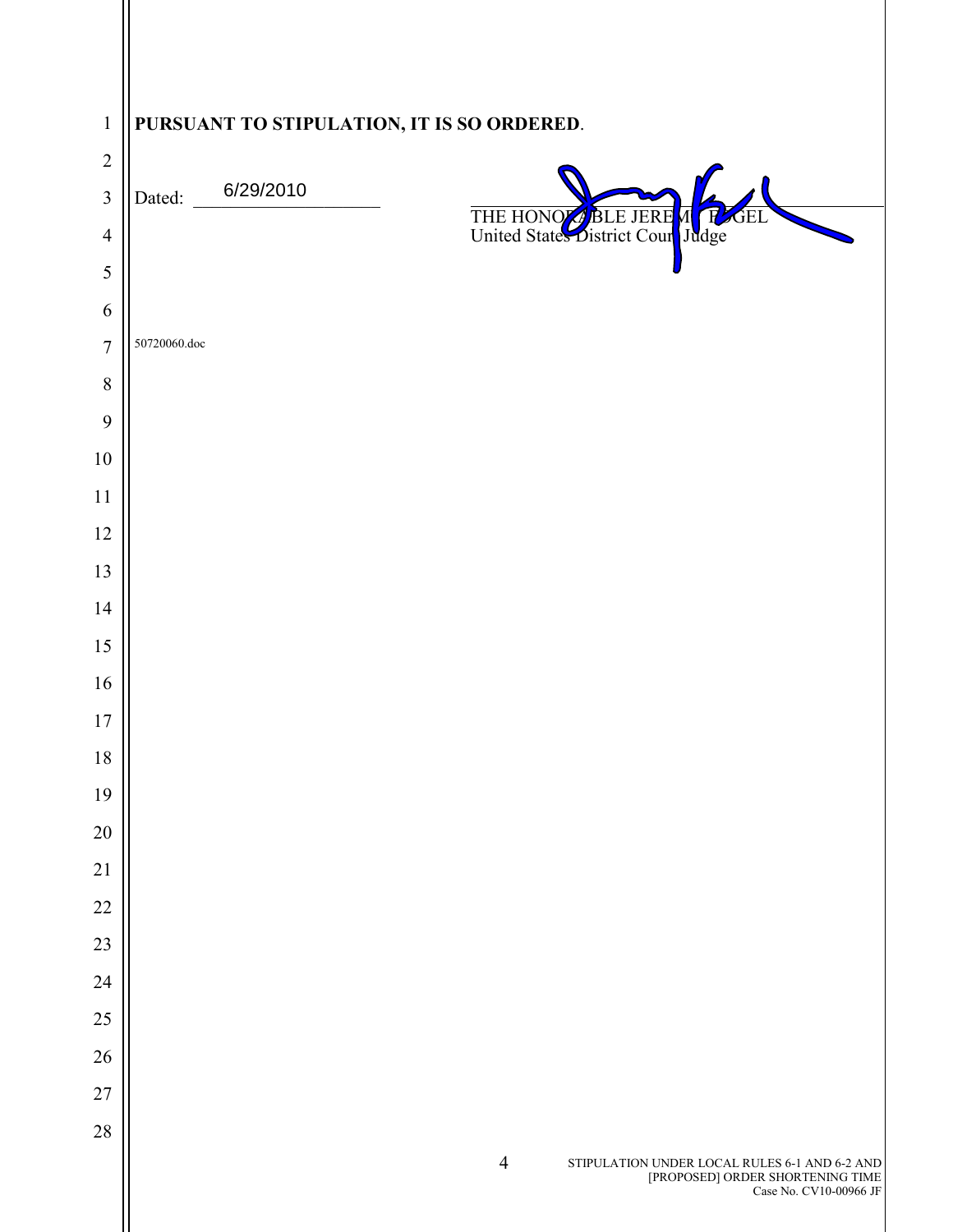**PURSUANT TO STIPULATION, IT IS SO ORDERED**.

Dated: 6/29/2010

THE HONORABLE JEREMY FOGEL
United States District Court Judge

50720060.doc

STIPULATION UNDER LOCAL RULES 6-1 AND 6-2 AND [PROPOSED] ORDER SHORTENING TIME
Case No. CV10-00966 JF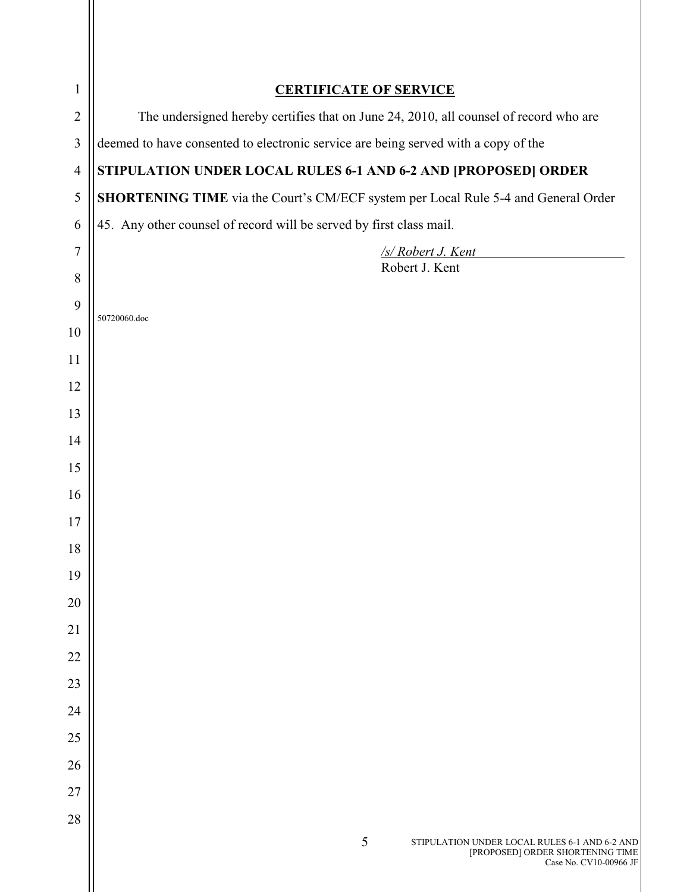**CERTIFICATE OF SERVICE**

The undersigned hereby certifies that on June 24, 2010, all counsel of record who are deemed to have consented to electronic service are being served with a copy of the **STIPULATION UNDER LOCAL RULES 6-1 AND 6-2 AND [PROPOSED] ORDER SHORTENING TIME** via the Court's CM/ECF system per Local Rule 5-4 and General Order 45. Any other counsel of record will be served by first class mail.

*/s/ Robert J. Kent*
Robert J. Kent

50720060.doc